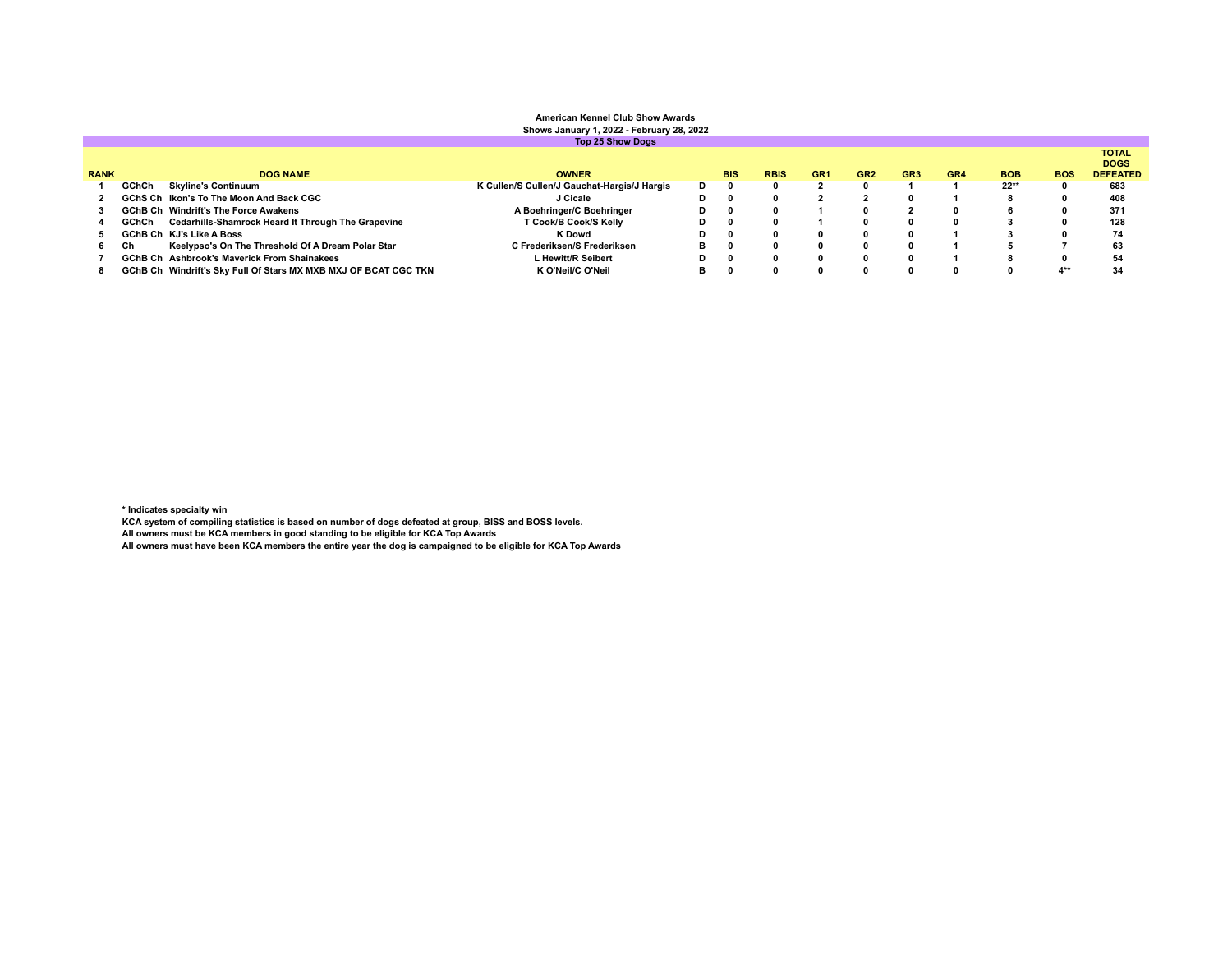**American Kennel Club Show Awards**

**Shows January 1, 2022 - February 28, 2022**

**Top 25 Show Dogs**

| RANK | | DOG NAME | OWNER | | BIS | RBIS | GR1 | GR2 | GR3 | GR4 | BOB | BOS | TOTAL DOGS DEFEATED |
|---|---|---|---|---|---|---|---|---|---|---|---|---|---|
| 1 | GChCh | Skyline's Continuum | K Cullen/S Cullen/J Gauchat-Hargis/J Hargis | D | 0 | 0 | 2 | 0 | 1 | 1 | 22** | 0 | 683 |
| 2 | GChS Ch | Ikon's To The Moon And Back CGC | J Cicale | D | 0 | 0 | 2 | 2 | 0 | 1 | 8 | 0 | 408 |
| 3 | GChB Ch | Windrift's The Force Awakens | A Boehringer/C Boehringer | D | 0 | 0 | 1 | 0 | 2 | 0 | 6 | 0 | 371 |
| 4 | GChCh | Cedarhills-Shamrock Heard It Through The Grapevine | T Cook/B Cook/S Kelly | D | 0 | 0 | 1 | 0 | 0 | 0 | 3 | 0 | 128 |
| 5 | GChB Ch | KJ's Like A Boss | K Dowd | D | 0 | 0 | 0 | 0 | 0 | 1 | 3 | 0 | 74 |
| 6 | Ch | Keelypso's On The Threshold Of A Dream Polar Star | C Frederiksen/S Frederiksen | B | 0 | 0 | 0 | 0 | 0 | 1 | 5 | 7 | 63 |
| 7 | GChB Ch | Ashbrook's Maverick From Shainakees | L Hewitt/R Seibert | D | 0 | 0 | 0 | 0 | 0 | 1 | 8 | 0 | 54 |
| 8 | GChB Ch | Windrift's Sky Full Of Stars MX MXB MXJ OF BCAT CGC TKN | K O'Neil/C O'Neil | B | 0 | 0 | 0 | 0 | 0 | 0 | 0 | 4** | 34 |

\* Indicates specialty win

KCA system of compiling statistics is based on number of dogs defeated at group, BISS and BOSS levels.

All owners must be KCA members in good standing to be eligible for KCA Top Awards

All owners must have been KCA members the entire year the dog is campaigned to be eligible for KCA Top Awards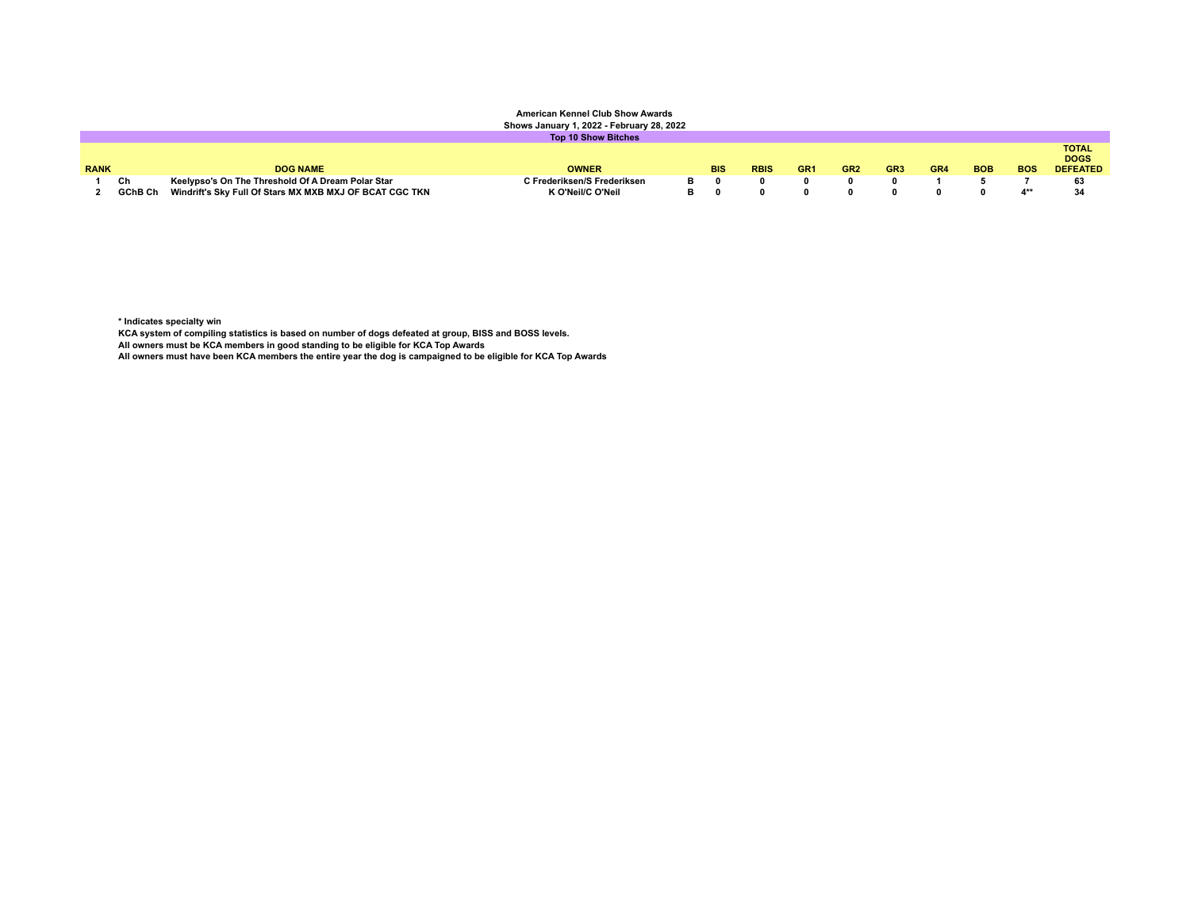**American Kennel Club Show Awards**

**Shows January 1, 2022 - February 28, 2022**

**Top 10 Show Bitches**

| RANK | | DOG NAME | OWNER | | BIS | RBIS | GR1 | GR2 | GR3 | GR4 | BOB | BOS | TOTAL DOGS DEFEATED |
|---|---|---|---|---|---|---|---|---|---|---|---|---|---|
| 1 | Ch | Keelypso's On The Threshold Of A Dream Polar Star | C Frederiksen/S Frederiksen | B | 0 | 0 | 0 | 0 | 0 | 1 | 5 | 7 | 63 |
| 2 | GChB Ch | Windrift's Sky Full Of Stars MX MXB MXJ OF BCAT CGC TKN | K O'Neil/C O'Neil | B | 0 | 0 | 0 | 0 | 0 | 0 | 0 | 4** | 34 |

**\* Indicates specialty win**

**KCA system of compiling statistics is based on number of dogs defeated at group, BISS and BOSS levels.**

**All owners must be KCA members in good standing to be eligible for KCA Top Awards**

**All owners must have been KCA members the entire year the dog is campaigned to be eligible for KCA Top Awards**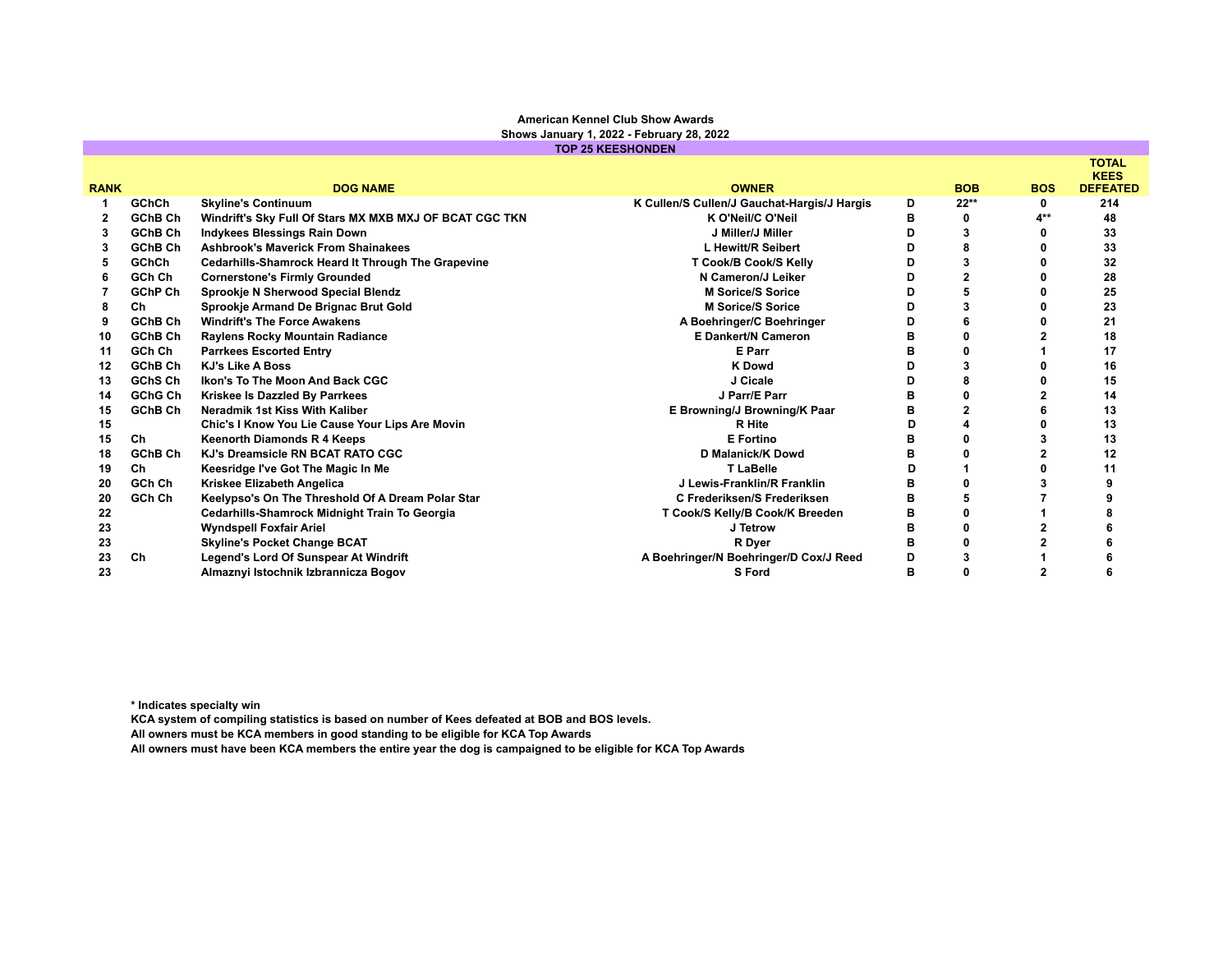**American Kennel Club Show Awards**
**Shows January 1, 2022 - February 28, 2022**

**TOP 25 KEESHONDEN**

| RANK | | DOG NAME | OWNER | | BOB | BOS | TOTAL KEES DEFEATED |
|---|---|---|---|---|---|---|---|
| 1 | GChCh | Skyline's Continuum | K Cullen/S Cullen/J Gauchat-Hargis/J Hargis | D | 22** | 0 | 214 |
| 2 | GChB Ch | Windrift's Sky Full Of Stars MX MXB MXJ OF BCAT CGC TKN | K O'Neil/C O'Neil | B | 0 | 4** | 48 |
| 3 | GChB Ch | Indykees Blessings Rain Down | J Miller/J Miller | D | 3 | 0 | 33 |
| 3 | GChB Ch | Ashbrook's Maverick From Shainakees | L Hewitt/R Seibert | D | 8 | 0 | 33 |
| 5 | GChCh | Cedarhills-Shamrock Heard It Through The Grapevine | T Cook/B Cook/S Kelly | D | 3 | 0 | 32 |
| 6 | GCh Ch | Cornerstone's Firmly Grounded | N Cameron/J Leiker | D | 2 | 0 | 28 |
| 7 | GChP Ch | Sprookje N Sherwood Special Blendz | M Sorice/S Sorice | D | 5 | 0 | 25 |
| 8 | Ch | Sprookje Armand De Brignac Brut Gold | M Sorice/S Sorice | D | 3 | 0 | 23 |
| 9 | GChB Ch | Windrift's The Force Awakens | A Boehringer/C Boehringer | D | 6 | 0 | 21 |
| 10 | GChB Ch | Raylens Rocky Mountain Radiance | E Dankert/N Cameron | B | 0 | 2 | 18 |
| 11 | GCh Ch | Parrkees Escorted Entry | E Parr | B | 0 | 1 | 17 |
| 12 | GChB Ch | KJ's Like A Boss | K Dowd | D | 3 | 0 | 16 |
| 13 | GChS Ch | Ikon's To The Moon And Back CGC | J Cicale | D | 8 | 0 | 15 |
| 14 | GChG Ch | Kriskee Is Dazzled By Parrkees | J Parr/E Parr | B | 0 | 2 | 14 |
| 15 | GChB Ch | Neradmik 1st Kiss With Kaliber | E Browning/J Browning/K Paar | B | 2 | 6 | 13 |
| 15 | | Chic's I Know You Lie Cause Your Lips Are Movin | R Hite | D | 4 | 0 | 13 |
| 15 | Ch | Keenorth Diamonds R 4 Keeps | E Fortino | B | 0 | 3 | 13 |
| 18 | GChB Ch | KJ's Dreamsicle RN BCAT RATO CGC | D Malanick/K Dowd | B | 0 | 2 | 12 |
| 19 | Ch | Keesridge I've Got The Magic In Me | T LaBelle | D | 1 | 0 | 11 |
| 20 | GCh Ch | Kriskee Elizabeth Angelica | J Lewis-Franklin/R Franklin | B | 0 | 3 | 9 |
| 20 | GCh Ch | Keelypso's On The Threshold Of A Dream Polar Star | C Frederiksen/S Frederiksen | B | 5 | 7 | 9 |
| 22 | | Cedarhills-Shamrock Midnight Train To Georgia | T Cook/S Kelly/B Cook/K Breeden | B | 0 | 1 | 8 |
| 23 | | Wyndspell Foxfair Ariel | J Tetrow | B | 0 | 2 | 6 |
| 23 | | Skyline's Pocket Change BCAT | R Dyer | B | 0 | 2 | 6 |
| 23 | Ch | Legend's Lord Of Sunspear At Windrift | A Boehringer/N Boehringer/D Cox/J Reed | D | 3 | 1 | 6 |
| 23 | | Almaznyi Istochnik Izbrannicza Bogov | S Ford | B | 0 | 2 | 6 |

**\* Indicates specialty win**

**KCA system of compiling statistics is based on number of Kees defeated at BOB and BOS levels.**

**All owners must be KCA members in good standing to be eligible for KCA Top Awards**

**All owners must have been KCA members the entire year the dog is campaigned to be eligible for KCA Top Awards**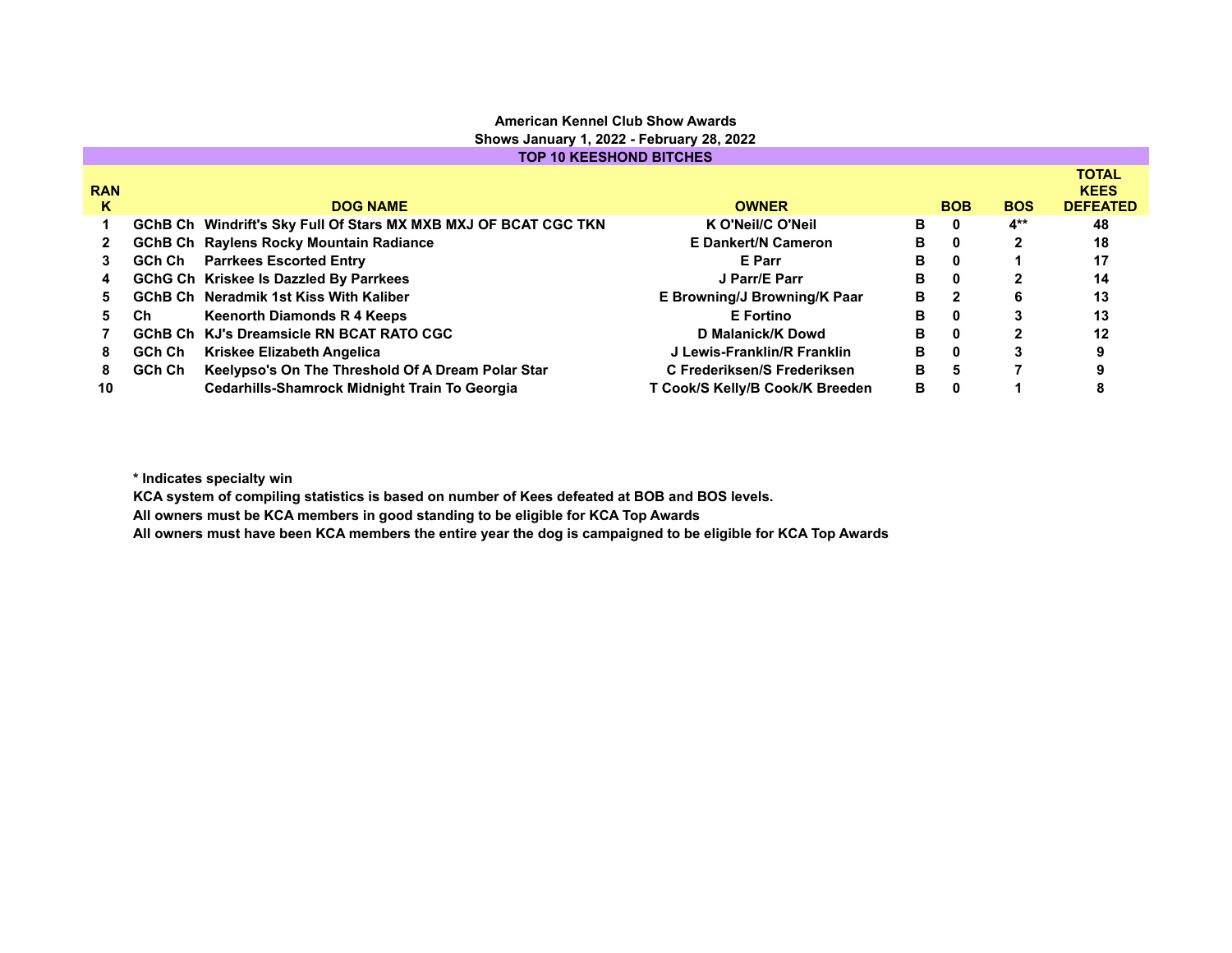**American Kennel Club Show Awards**
**Shows January 1, 2022 - February 28, 2022**

**TOP 10 KEESHOND BITCHES**

| RANK | | DOG NAME | OWNER | | BOB | BOS | TOTAL KEES DEFEATED |
|---|---|---|---|---|---|---|---|
| 1 | GChB Ch | Windrift's Sky Full Of Stars MX MXB MXJ OF BCAT CGC TKN | K O'Neil/C O'Neil | B | 0 | 4** | 48 |
| 2 | GChB Ch | Raylens Rocky Mountain Radiance | E Dankert/N Cameron | B | 0 | 2 | 18 |
| 3 | GCh Ch | Parrkees Escorted Entry | E Parr | B | 0 | 1 | 17 |
| 4 | GChG Ch | Kriskee Is Dazzled By Parrkees | J Parr/E Parr | B | 0 | 2 | 14 |
| 5 | GChB Ch | Neradmik 1st Kiss With Kaliber | E Browning/J Browning/K Paar | B | 2 | 6 | 13 |
| 5 | Ch | Keenorth Diamonds R 4 Keeps | E Fortino | B | 0 | 3 | 13 |
| 7 | GChB Ch | KJ's Dreamsicle RN BCAT RATO CGC | D Malanick/K Dowd | B | 0 | 2 | 12 |
| 8 | GCh Ch | Kriskee Elizabeth Angelica | J Lewis-Franklin/R Franklin | B | 0 | 3 | 9 |
| 8 | GCh Ch | Keelypso's On The Threshold Of A Dream Polar Star | C Frederiksen/S Frederiksen | B | 5 | 7 | 9 |
| 10 | | Cedarhills-Shamrock Midnight Train To Georgia | T Cook/S Kelly/B Cook/K Breeden | B | 0 | 1 | 8 |

**\* Indicates specialty win**

**KCA system of compiling statistics is based on number of Kees defeated at BOB and BOS levels.**

**All owners must be KCA members in good standing to be eligible for KCA Top Awards**

**All owners must have been KCA members the entire year the dog is campaigned to be eligible for KCA Top Awards**